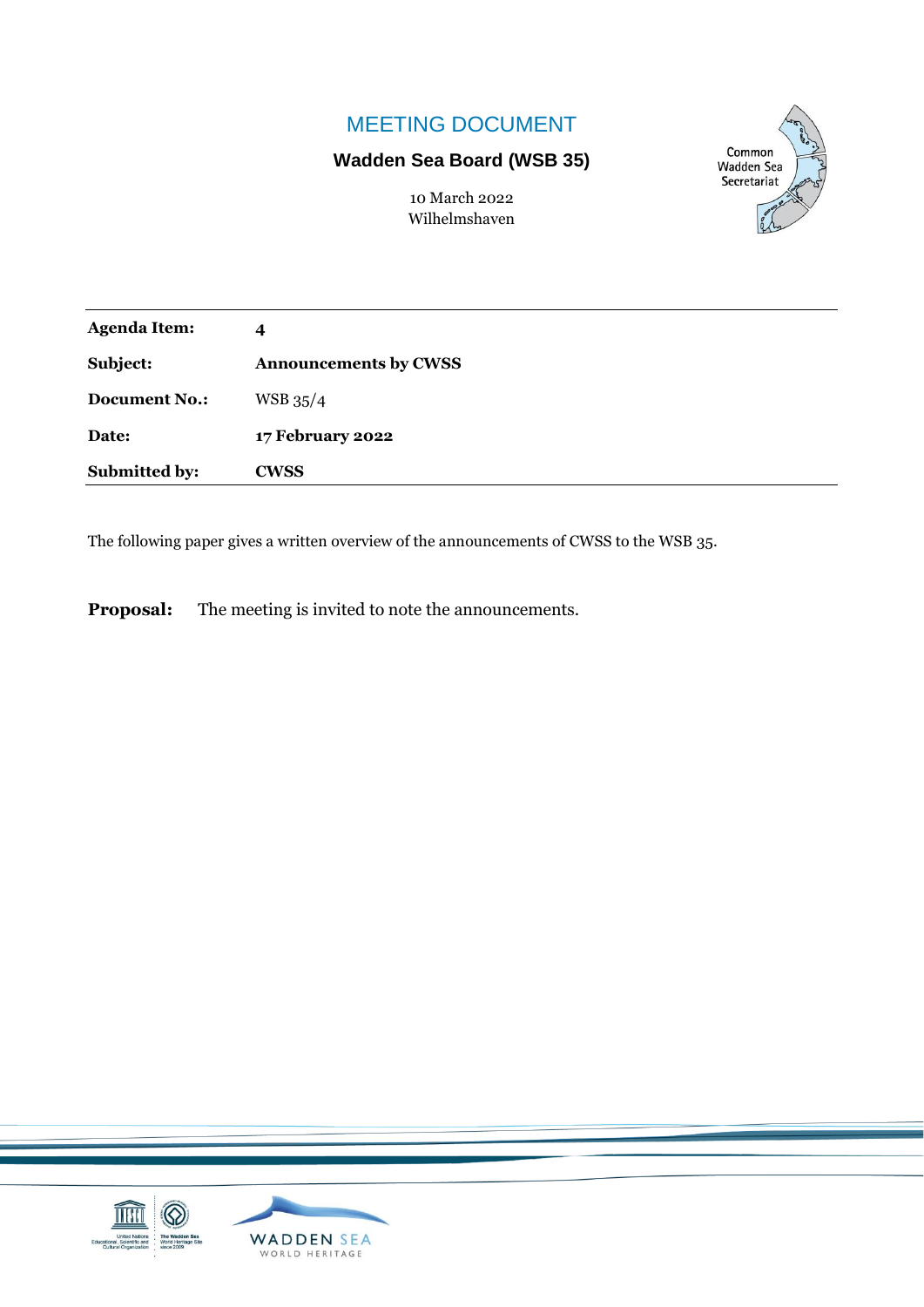# MEETING DOCUMENT

## Wadden Sea Board (WSB 35)

10 March 2022
Wilhelmshaven

| | |
|---|---|
| **Agenda Item:** | **4** |
| **Subject:** | **Announcements by CWSS** |
| **Document No.:** | WSB 35/4 |
| **Date:** | **17 February 2022** |
| **Submitted by:** | **CWSS** |

The following paper gives a written overview of the announcements of CWSS to the WSB 35.

**Proposal:** The meeting is invited to note the announcements.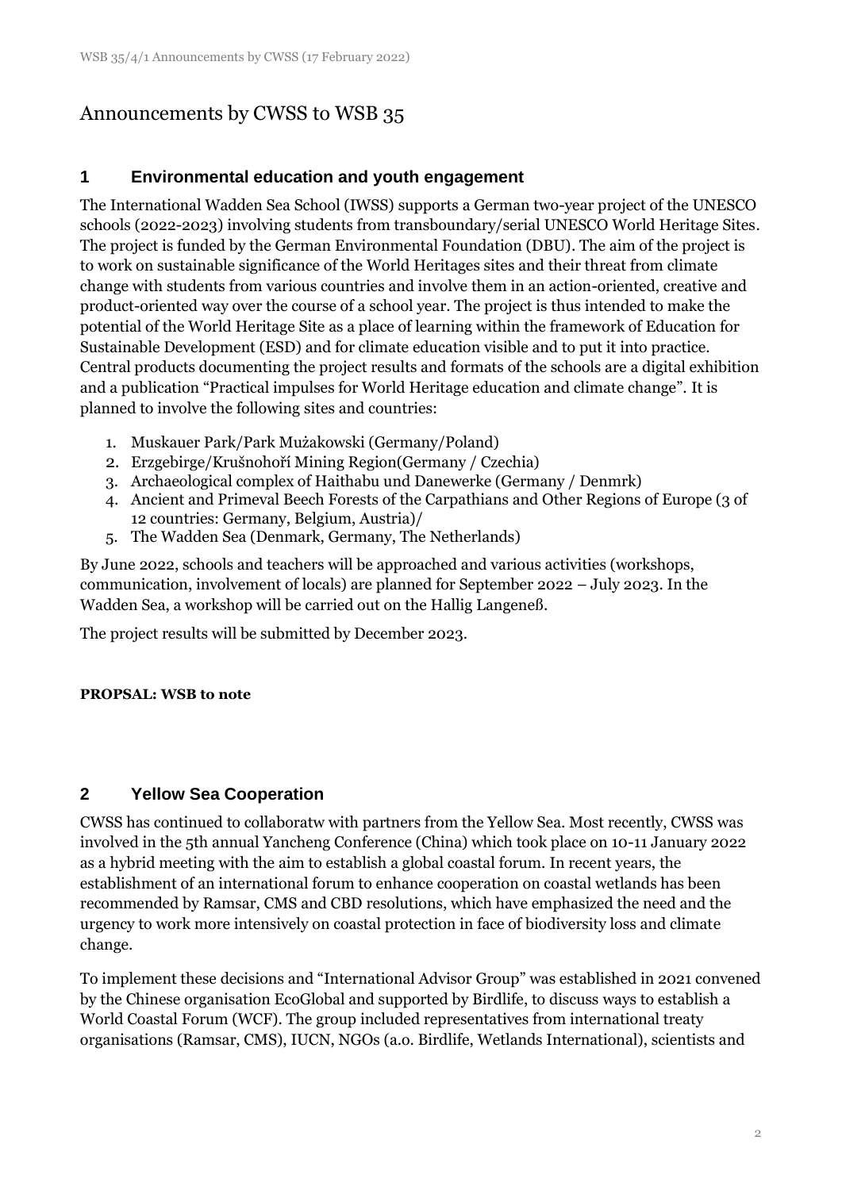# Announcements by CWSS to WSB 35

## 1 Environmental education and youth engagement

The International Wadden Sea School (IWSS) supports a German two-year project of the UNESCO schools (2022-2023) involving students from transboundary/serial UNESCO World Heritage Sites. The project is funded by the German Environmental Foundation (DBU). The aim of the project is to work on sustainable significance of the World Heritages sites and their threat from climate change with students from various countries and involve them in an action-oriented, creative and product-oriented way over the course of a school year. The project is thus intended to make the potential of the World Heritage Site as a place of learning within the framework of Education for Sustainable Development (ESD) and for climate education visible and to put it into practice. Central products documenting the project results and formats of the schools are a digital exhibition and a publication "Practical impulses for World Heritage education and climate change". It is planned to involve the following sites and countries:

1. Muskauer Park/Park Mużakowski (Germany/Poland)
2. Erzgebirge/Krušnohoří Mining Region(Germany / Czechia)
3. Archaeological complex of Haithabu und Danewerke (Germany / Denmrk)
4. Ancient and Primeval Beech Forests of the Carpathians and Other Regions of Europe (3 of 12 countries: Germany, Belgium, Austria)/
5. The Wadden Sea (Denmark, Germany, The Netherlands)

By June 2022, schools and teachers will be approached and various activities (workshops, communication, involvement of locals) are planned for September 2022 – July 2023. In the Wadden Sea, a workshop will be carried out on the Hallig Langeneß.

The project results will be submitted by December 2023.

**PROPSAL: WSB to note**

## 2 Yellow Sea Cooperation

CWSS has continued to collaboratw with partners from the Yellow Sea. Most recently, CWSS was involved in the 5th annual Yancheng Conference (China) which took place on 10-11 January 2022 as a hybrid meeting with the aim to establish a global coastal forum. In recent years, the establishment of an international forum to enhance cooperation on coastal wetlands has been recommended by Ramsar, CMS and CBD resolutions, which have emphasized the need and the urgency to work more intensively on coastal protection in face of biodiversity loss and climate change.

To implement these decisions and "International Advisor Group" was established in 2021 convened by the Chinese organisation EcoGlobal and supported by Birdlife, to discuss ways to establish a World Coastal Forum (WCF). The group included representatives from international treaty organisations (Ramsar, CMS), IUCN, NGOs (a.o. Birdlife, Wetlands International), scientists and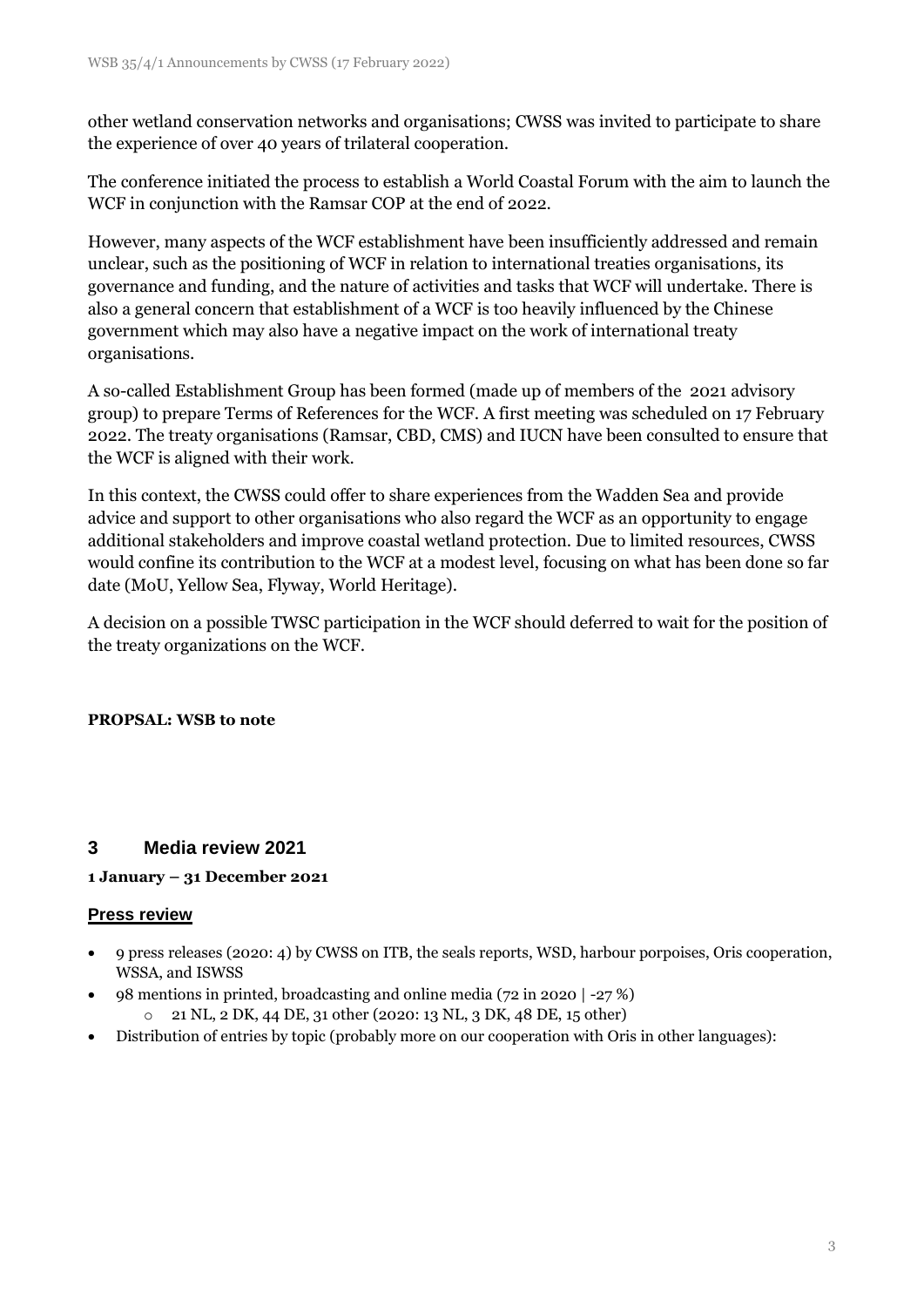other wetland conservation networks and organisations; CWSS was invited to participate to share the experience of over 40 years of trilateral cooperation.

The conference initiated the process to establish a World Coastal Forum with the aim to launch the WCF in conjunction with the Ramsar COP at the end of 2022.

However, many aspects of the WCF establishment have been insufficiently addressed and remain unclear, such as the positioning of WCF in relation to international treaties organisations, its governance and funding, and the nature of activities and tasks that WCF will undertake. There is also a general concern that establishment of a WCF is too heavily influenced by the Chinese government which may also have a negative impact on the work of international treaty organisations.

A so-called Establishment Group has been formed (made up of members of the 2021 advisory group) to prepare Terms of References for the WCF. A first meeting was scheduled on 17 February 2022. The treaty organisations (Ramsar, CBD, CMS) and IUCN have been consulted to ensure that the WCF is aligned with their work.

In this context, the CWSS could offer to share experiences from the Wadden Sea and provide advice and support to other organisations who also regard the WCF as an opportunity to engage additional stakeholders and improve coastal wetland protection. Due to limited resources, CWSS would confine its contribution to the WCF at a modest level, focusing on what has been done so far date (MoU, Yellow Sea, Flyway, World Heritage).

A decision on a possible TWSC participation in the WCF should deferred to wait for the position of the treaty organizations on the WCF.

**PROPSAL: WSB to note**

## 3 Media review 2021

**1 January – 31 December 2021**

### Press review

- 9 press releases (2020: 4) by CWSS on ITB, the seals reports, WSD, harbour porpoises, Oris cooperation, WSSA, and ISWSS
- 98 mentions in printed, broadcasting and online media (72 in 2020 | -27 %)
  - 21 NL, 2 DK, 44 DE, 31 other (2020: 13 NL, 3 DK, 48 DE, 15 other)
- Distribution of entries by topic (probably more on our cooperation with Oris in other languages):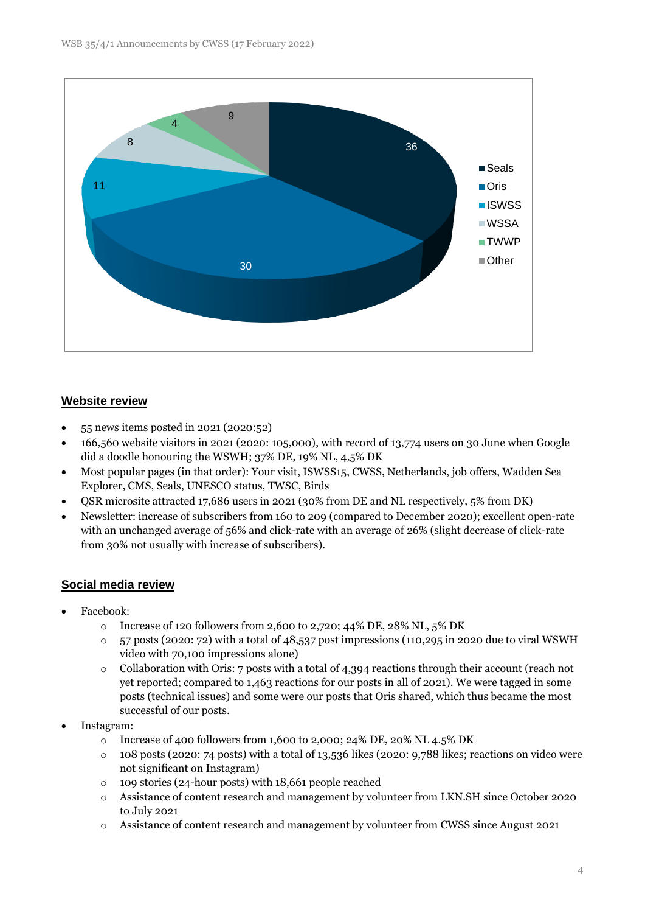| Category | Value |
|---|---|
| Seals | 36 |
| Oris | 30 |
| ISWSS | 11 |
| WSSA | 8 |
| TWWP | 4 |
| Other | 9 |

## Website review

- 55 news items posted in 2021 (2020:52)
- 166,560 website visitors in 2021 (2020: 105,000), with record of 13,774 users on 30 June when Google did a doodle honouring the WSWH; 37% DE, 19% NL, 4,5% DK
- Most popular pages (in that order): Your visit, ISWSS15, CWSS, Netherlands, job offers, Wadden Sea Explorer, CMS, Seals, UNESCO status, TWSC, Birds
- QSR microsite attracted 17,686 users in 2021 (30% from DE and NL respectively, 5% from DK)
- Newsletter: increase of subscribers from 160 to 209 (compared to December 2020); excellent open-rate with an unchanged average of 56% and click-rate with an average of 26% (slight decrease of click-rate from 30% not usually with increase of subscribers).

## Social media review

- Facebook:
  - Increase of 120 followers from 2,600 to 2,720; 44% DE, 28% NL, 5% DK
  - 57 posts (2020: 72) with a total of 48,537 post impressions (110,295 in 2020 due to viral WSWH video with 70,100 impressions alone)
  - Collaboration with Oris: 7 posts with a total of 4,394 reactions through their account (reach not yet reported; compared to 1,463 reactions for our posts in all of 2021). We were tagged in some posts (technical issues) and some were our posts that Oris shared, which thus became the most successful of our posts.
- Instagram:
  - Increase of 400 followers from 1,600 to 2,000; 24% DE, 20% NL 4.5% DK
  - 108 posts (2020: 74 posts) with a total of 13,536 likes (2020: 9,788 likes; reactions on video were not significant on Instagram)
  - 109 stories (24-hour posts) with 18,661 people reached
  - Assistance of content research and management by volunteer from LKN.SH since October 2020 to July 2021
  - Assistance of content research and management by volunteer from CWSS since August 2021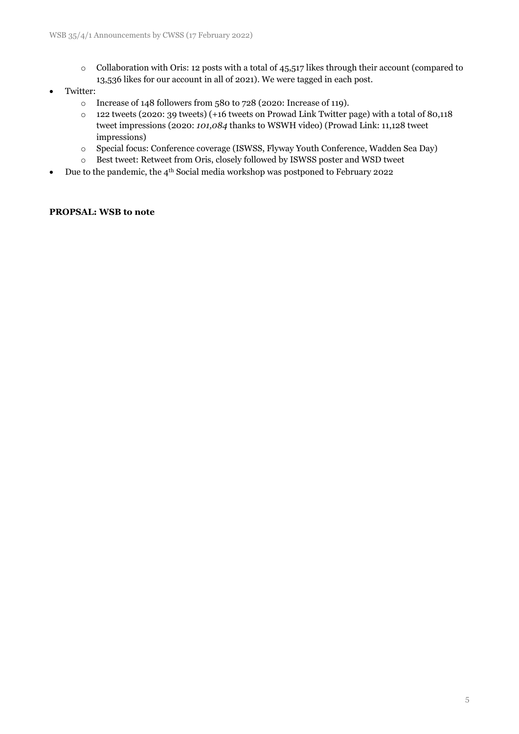- Collaboration with Oris: 12 posts with a total of 45,517 likes through their account (compared to 13,536 likes for our account in all of 2021). We were tagged in each post.
- Twitter:
  - Increase of 148 followers from 580 to 728 (2020: Increase of 119).
  - 122 tweets (2020: 39 tweets) (+16 tweets on Prowad Link Twitter page) with a total of 80,118 tweet impressions (2020: *101,084* thanks to WSWH video) (Prowad Link: 11,128 tweet impressions)
  - Special focus: Conference coverage (ISWSS, Flyway Youth Conference, Wadden Sea Day)
  - Best tweet: Retweet from Oris, closely followed by ISWSS poster and WSD tweet
- Due to the pandemic, the 4th Social media workshop was postponed to February 2022

**PROPSAL: WSB to note**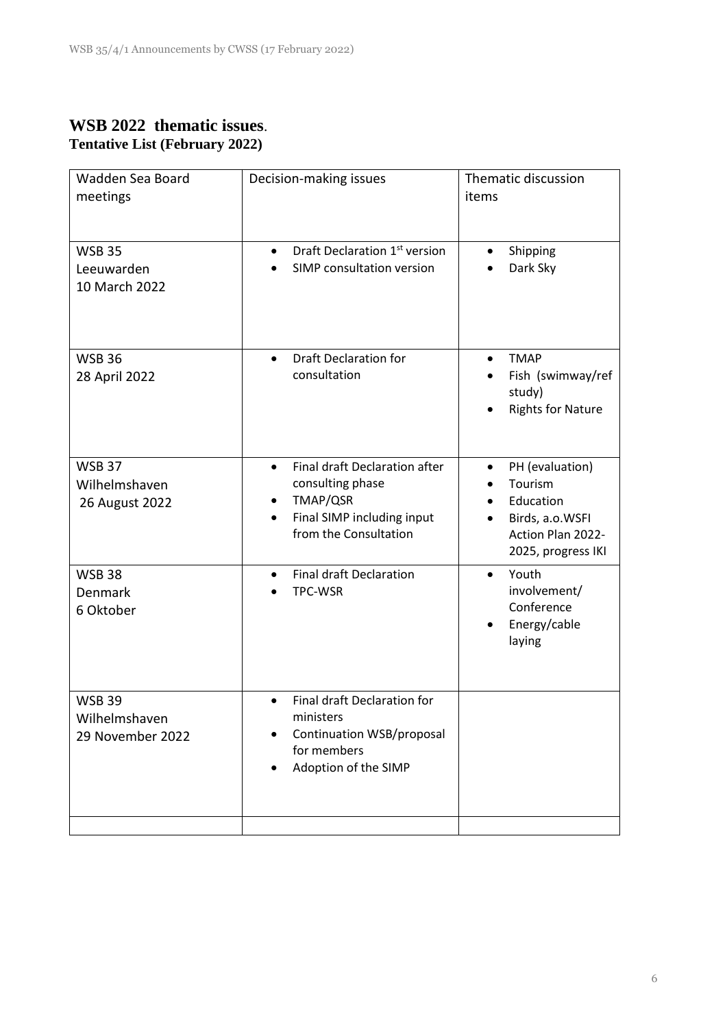## WSB 2022 thematic issues.

### Tentative List (February 2022)

| Wadden Sea Board meetings | Decision-making issues | Thematic discussion items |
|---|---|---|
| WSB 35<br>Leeuwarden<br>10 March 2022 | • Draft Declaration 1st version<br>• SIMP consultation version | • Shipping<br>• Dark Sky |
| WSB 36<br>28 April 2022 | • Draft Declaration for consultation | • TMAP<br>• Fish (swimway/ref study)<br>• Rights for Nature |
| WSB 37<br>Wilhelmshaven<br>26 August 2022 | • Final draft Declaration after consulting phase<br>• TMAP/QSR<br>• Final SIMP including input from the Consultation | • PH (evaluation)<br>• Tourism<br>• Education<br>• Birds, a.o.WSFI Action Plan 2022-2025, progress IKI |
| WSB 38<br>Denmark<br>6 Oktober | • Final draft Declaration<br>• TPC-WSR | • Youth involvement/ Conference<br>• Energy/cable laying |
| WSB 39<br>Wilhelmshaven<br>29 November 2022 | • Final draft Declaration for ministers<br>• Continuation WSB/proposal for members<br>• Adoption of the SIMP | |
| | | |